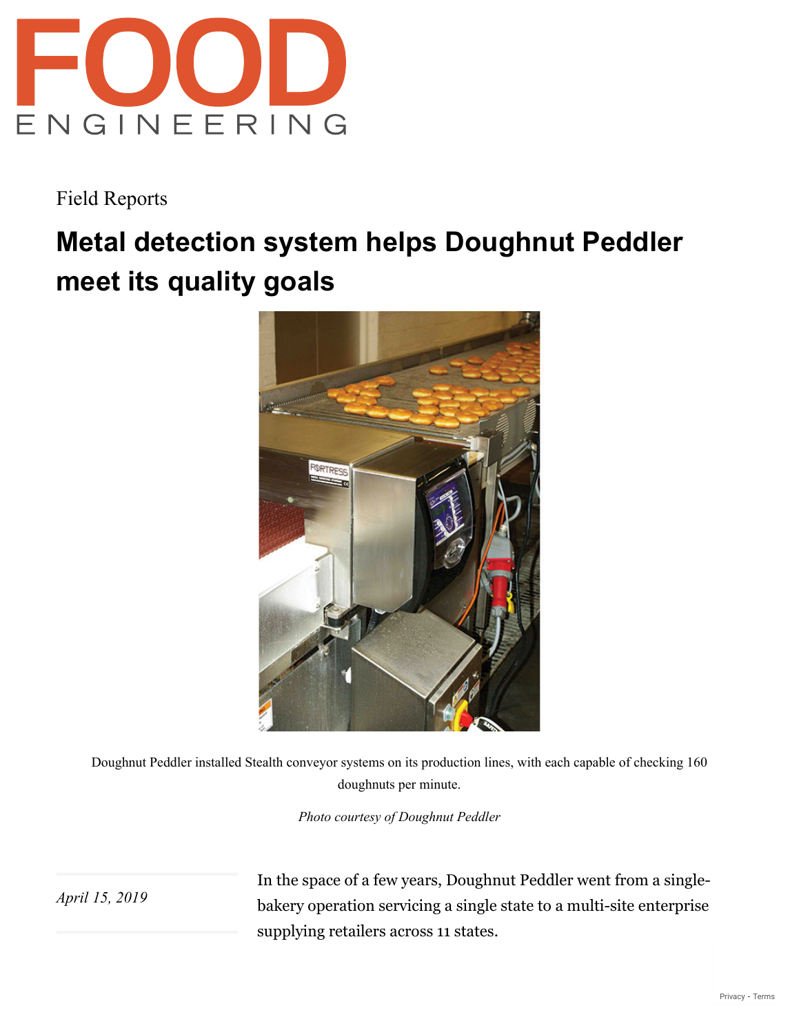Field Reports

# Metal detection system helps Doughnut Peddler meet its quality goals

Doughnut Peddler installed Stealth conveyor systems on its production lines, with each capable of checking 160 doughnuts per minute.

*Photo courtesy of Doughnut Peddler*

*April 15, 2019*

In the space of a few years, Doughnut Peddler went from a single-bakery operation servicing a single state to a multi-site enterprise supplying retailers across 11 states.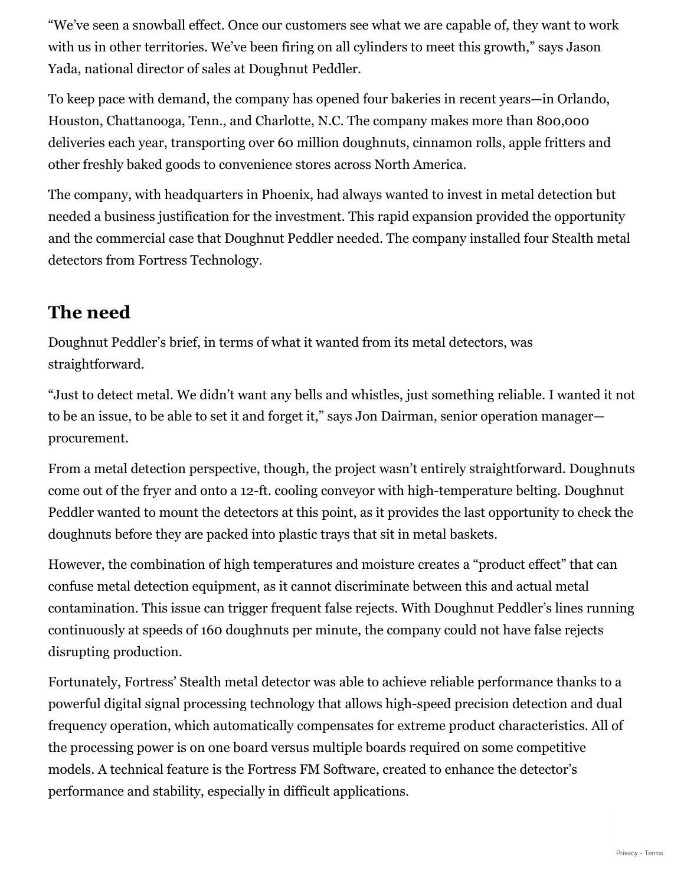“We’ve seen a snowball effect. Once our customers see what we are capable of, they want to work with us in other territories. We’ve been firing on all cylinders to meet this growth,” says Jason Yada, national director of sales at Doughnut Peddler.

To keep pace with demand, the company has opened four bakeries in recent years—in Orlando, Houston, Chattanooga, Tenn., and Charlotte, N.C. The company makes more than 800,000 deliveries each year, transporting over 60 million doughnuts, cinnamon rolls, apple fritters and other freshly baked goods to convenience stores across North America.

The company, with headquarters in Phoenix, had always wanted to invest in metal detection but needed a business justification for the investment. This rapid expansion provided the opportunity and the commercial case that Doughnut Peddler needed. The company installed four Stealth metal detectors from Fortress Technology.

## The need

Doughnut Peddler’s brief, in terms of what it wanted from its metal detectors, was straightforward.

“Just to detect metal. We didn’t want any bells and whistles, just something reliable. I wanted it not to be an issue, to be able to set it and forget it,” says Jon Dairman, senior operation manager—procurement.

From a metal detection perspective, though, the project wasn’t entirely straightforward. Doughnuts come out of the fryer and onto a 12-ft. cooling conveyor with high-temperature belting. Doughnut Peddler wanted to mount the detectors at this point, as it provides the last opportunity to check the doughnuts before they are packed into plastic trays that sit in metal baskets.

However, the combination of high temperatures and moisture creates a “product effect” that can confuse metal detection equipment, as it cannot discriminate between this and actual metal contamination. This issue can trigger frequent false rejects. With Doughnut Peddler’s lines running continuously at speeds of 160 doughnuts per minute, the company could not have false rejects disrupting production.

Fortunately, Fortress’ Stealth metal detector was able to achieve reliable performance thanks to a powerful digital signal processing technology that allows high-speed precision detection and dual frequency operation, which automatically compensates for extreme product characteristics. All of the processing power is on one board versus multiple boards required on some competitive models. A technical feature is the Fortress FM Software, created to enhance the detector’s performance and stability, especially in difficult applications.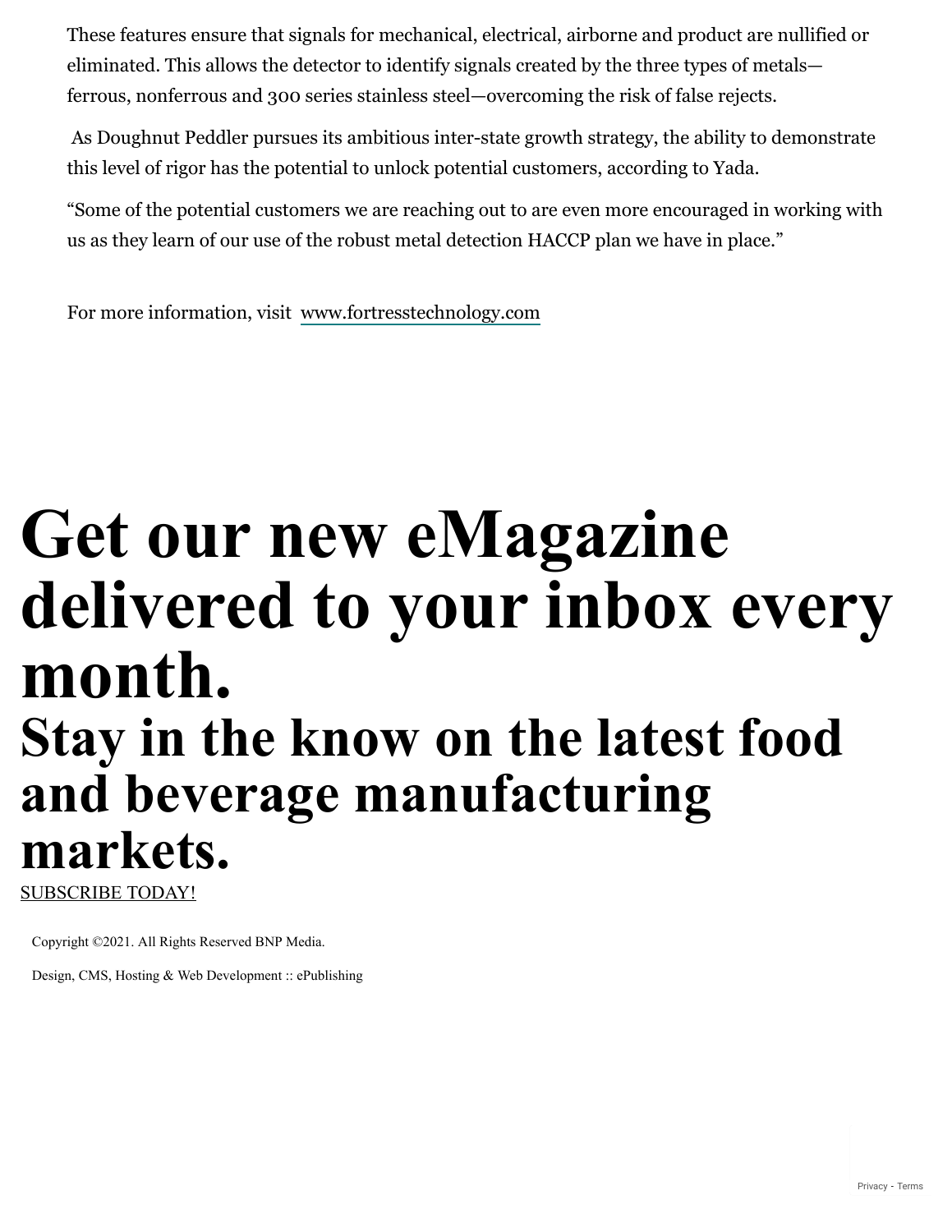These features ensure that signals for mechanical, electrical, airborne and product are nullified or eliminated. This allows the detector to identify signals created by the three types of metals—ferrous, nonferrous and 300 series stainless steel—overcoming the risk of false rejects.

As Doughnut Peddler pursues its ambitious inter-state growth strategy, the ability to demonstrate this level of rigor has the potential to unlock potential customers, according to Yada.

"Some of the potential customers we are reaching out to are even more encouraged in working with us as they learn of our use of the robust metal detection HACCP plan we have in place."

For more information, visit [www.fortresstechnology.com](http://www.fortresstechnology.com)

# Get our new eMagazine delivered to your inbox every month.

## Stay in the know on the latest food and beverage manufacturing markets.

SUBSCRIBE TODAY!

Copyright ©2021. All Rights Reserved BNP Media.

Design, CMS, Hosting & Web Development :: ePublishing

Privacy - Terms